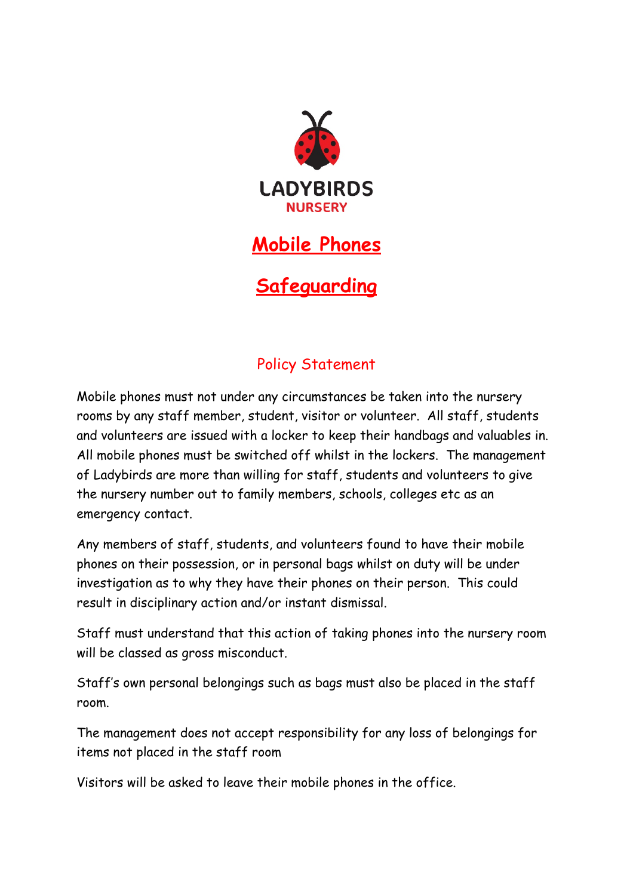LADYBIRDS
NURSERY

# Mobile Phones

# Safeguarding

## Policy Statement

Mobile phones must not under any circumstances be taken into the nursery rooms by any staff member, student, visitor or volunteer. All staff, students and volunteers are issued with a locker to keep their handbags and valuables in. All mobile phones must be switched off whilst in the lockers. The management of Ladybirds are more than willing for staff, students and volunteers to give the nursery number out to family members, schools, colleges etc as an emergency contact.

Any members of staff, students, and volunteers found to have their mobile phones on their possession, or in personal bags whilst on duty will be under investigation as to why they have their phones on their person. This could result in disciplinary action and/or instant dismissal.

Staff must understand that this action of taking phones into the nursery room will be classed as gross misconduct.

Staff's own personal belongings such as bags must also be placed in the staff room.

The management does not accept responsibility for any loss of belongings for items not placed in the staff room

Visitors will be asked to leave their mobile phones in the office.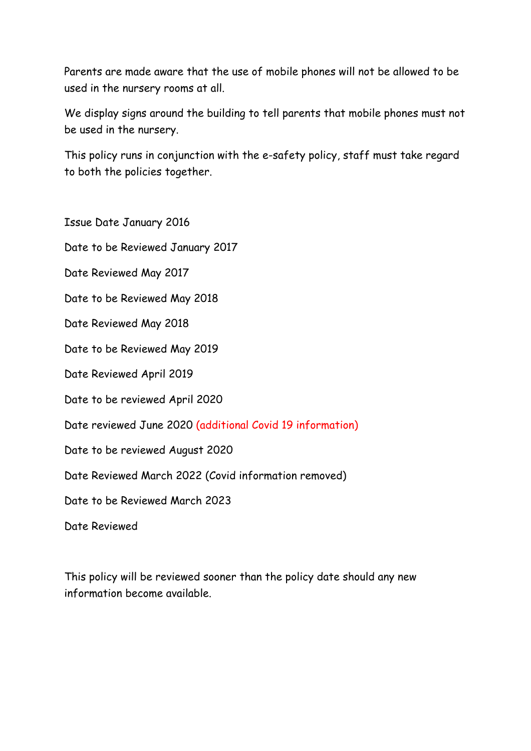Parents are made aware that the use of mobile phones will not be allowed to be used in the nursery rooms at all.

We display signs around the building to tell parents that mobile phones must not be used in the nursery.

This policy runs in conjunction with the e-safety policy, staff must take regard to both the policies together.

Issue Date January 2016

Date to be Reviewed January 2017

Date Reviewed May 2017

Date to be Reviewed May 2018

Date Reviewed May 2018

Date to be Reviewed May 2019

Date Reviewed April 2019

Date to be reviewed April 2020

Date reviewed June 2020 (additional Covid 19 information)

Date to be reviewed August 2020

Date Reviewed March 2022 (Covid information removed)

Date to be Reviewed March 2023

Date Reviewed

This policy will be reviewed sooner than the policy date should any new information become available.